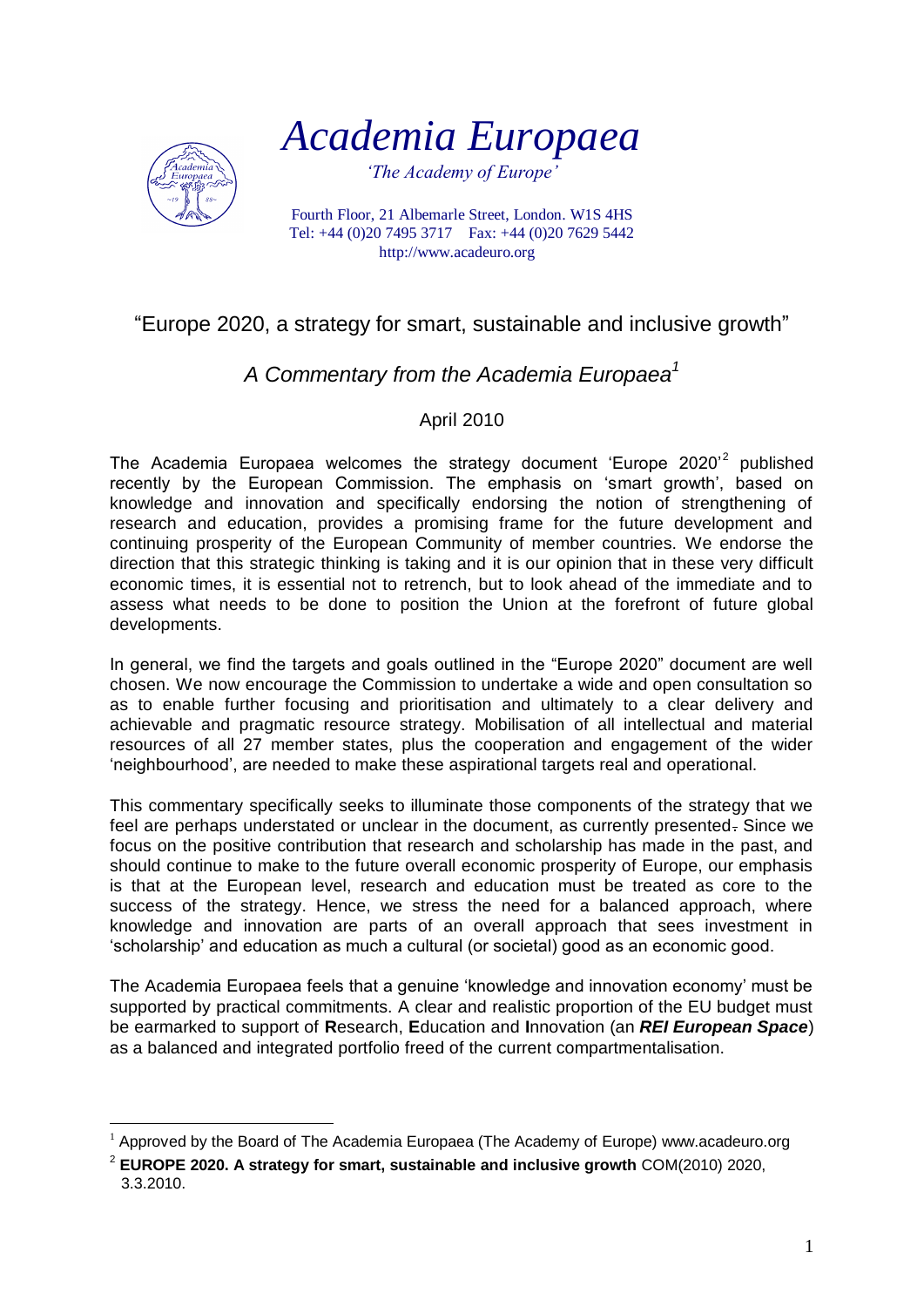# *Academia Europaea*

*'The Academy of Europe'*

Fourth Floor, 21 Albemarle Street, London. W1S 4HS
Tel: +44 (0)20 7495 3717 Fax: +44 (0)20 7629 5442
http://www.acadeuro.org

## "Europe 2020, a strategy for smart, sustainable and inclusive growth"

### *A Commentary from the Academia Europaea*[1]

April 2010

The Academia Europaea welcomes the strategy document 'Europe 2020'[2] published recently by the European Commission. The emphasis on 'smart growth', based on knowledge and innovation and specifically endorsing the notion of strengthening of research and education, provides a promising frame for the future development and continuing prosperity of the European Community of member countries. We endorse the direction that this strategic thinking is taking and it is our opinion that in these very difficult economic times, it is essential not to retrench, but to look ahead of the immediate and to assess what needs to be done to position the Union at the forefront of future global developments.

In general, we find the targets and goals outlined in the "Europe 2020" document are well chosen. We now encourage the Commission to undertake a wide and open consultation so as to enable further focusing and prioritisation and ultimately to a clear delivery and achievable and pragmatic resource strategy. Mobilisation of all intellectual and material resources of all 27 member states, plus the cooperation and engagement of the wider 'neighbourhood', are needed to make these aspirational targets real and operational.

This commentary specifically seeks to illuminate those components of the strategy that we feel are perhaps understated or unclear in the document, as currently presented. Since we focus on the positive contribution that research and scholarship has made in the past, and should continue to make to the future overall economic prosperity of Europe, our emphasis is that at the European level, research and education must be treated as core to the success of the strategy. Hence, we stress the need for a balanced approach, where knowledge and innovation are parts of an overall approach that sees investment in 'scholarship' and education as much a cultural (or societal) good as an economic good.

The Academia Europaea feels that a genuine 'knowledge and innovation economy' must be supported by practical commitments. A clear and realistic proportion of the EU budget must be earmarked to support of **R**esearch, **E**ducation and **I**nnovation (an ***REI European Space***) as a balanced and integrated portfolio freed of the current compartmentalisation.

---

[1] Approved by the Board of The Academia Europaea (The Academy of Europe) www.acadeuro.org

[2] **EUROPE 2020. A strategy for smart, sustainable and inclusive growth** COM(2010) 2020, 3.3.2010.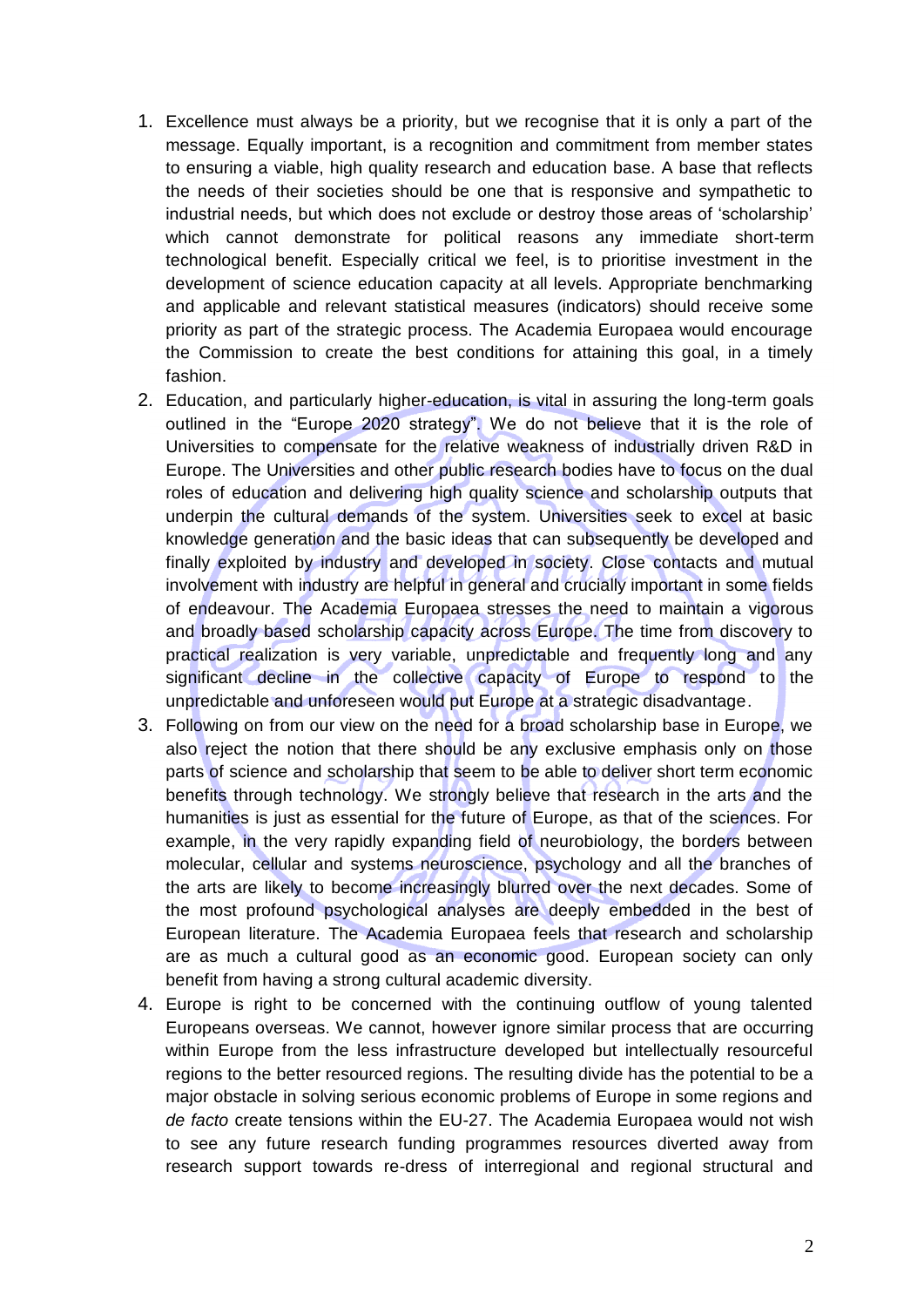1. Excellence must always be a priority, but we recognise that it is only a part of the message. Equally important, is a recognition and commitment from member states to ensuring a viable, high quality research and education base. A base that reflects the needs of their societies should be one that is responsive and sympathetic to industrial needs, but which does not exclude or destroy those areas of 'scholarship' which cannot demonstrate for political reasons any immediate short-term technological benefit. Especially critical we feel, is to prioritise investment in the development of science education capacity at all levels. Appropriate benchmarking and applicable and relevant statistical measures (indicators) should receive some priority as part of the strategic process. The Academia Europaea would encourage the Commission to create the best conditions for attaining this goal, in a timely fashion.
2. Education, and particularly higher-education, is vital in assuring the long-term goals outlined in the "Europe 2020 strategy". We do not believe that it is the role of Universities to compensate for the relative weakness of industrially driven R&D in Europe. The Universities and other public research bodies have to focus on the dual roles of education and delivering high quality science and scholarship outputs that underpin the cultural demands of the system. Universities seek to excel at basic knowledge generation and the basic ideas that can subsequently be developed and finally exploited by industry and developed in society. Close contacts and mutual involvement with industry are helpful in general and crucially important in some fields of endeavour. The Academia Europaea stresses the need to maintain a vigorous and broadly based scholarship capacity across Europe. The time from discovery to practical realization is very variable, unpredictable and frequently long and any significant decline in the collective capacity of Europe to respond to the unpredictable and unforeseen would put Europe at a strategic disadvantage.
3. Following on from our view on the need for a broad scholarship base in Europe, we also reject the notion that there should be any exclusive emphasis only on those parts of science and scholarship that seem to be able to deliver short term economic benefits through technology. We strongly believe that research in the arts and the humanities is just as essential for the future of Europe, as that of the sciences. For example, in the very rapidly expanding field of neurobiology, the borders between molecular, cellular and systems neuroscience, psychology and all the branches of the arts are likely to become increasingly blurred over the next decades. Some of the most profound psychological analyses are deeply embedded in the best of European literature. The Academia Europaea feels that research and scholarship are as much a cultural good as an economic good. European society can only benefit from having a strong cultural academic diversity.
4. Europe is right to be concerned with the continuing outflow of young talented Europeans overseas. We cannot, however ignore similar process that are occurring within Europe from the less infrastructure developed but intellectually resourceful regions to the better resourced regions. The resulting divide has the potential to be a major obstacle in solving serious economic problems of Europe in some regions and *de facto* create tensions within the EU-27. The Academia Europaea would not wish to see any future research funding programmes resources diverted away from research support towards re-dress of interregional and regional structural and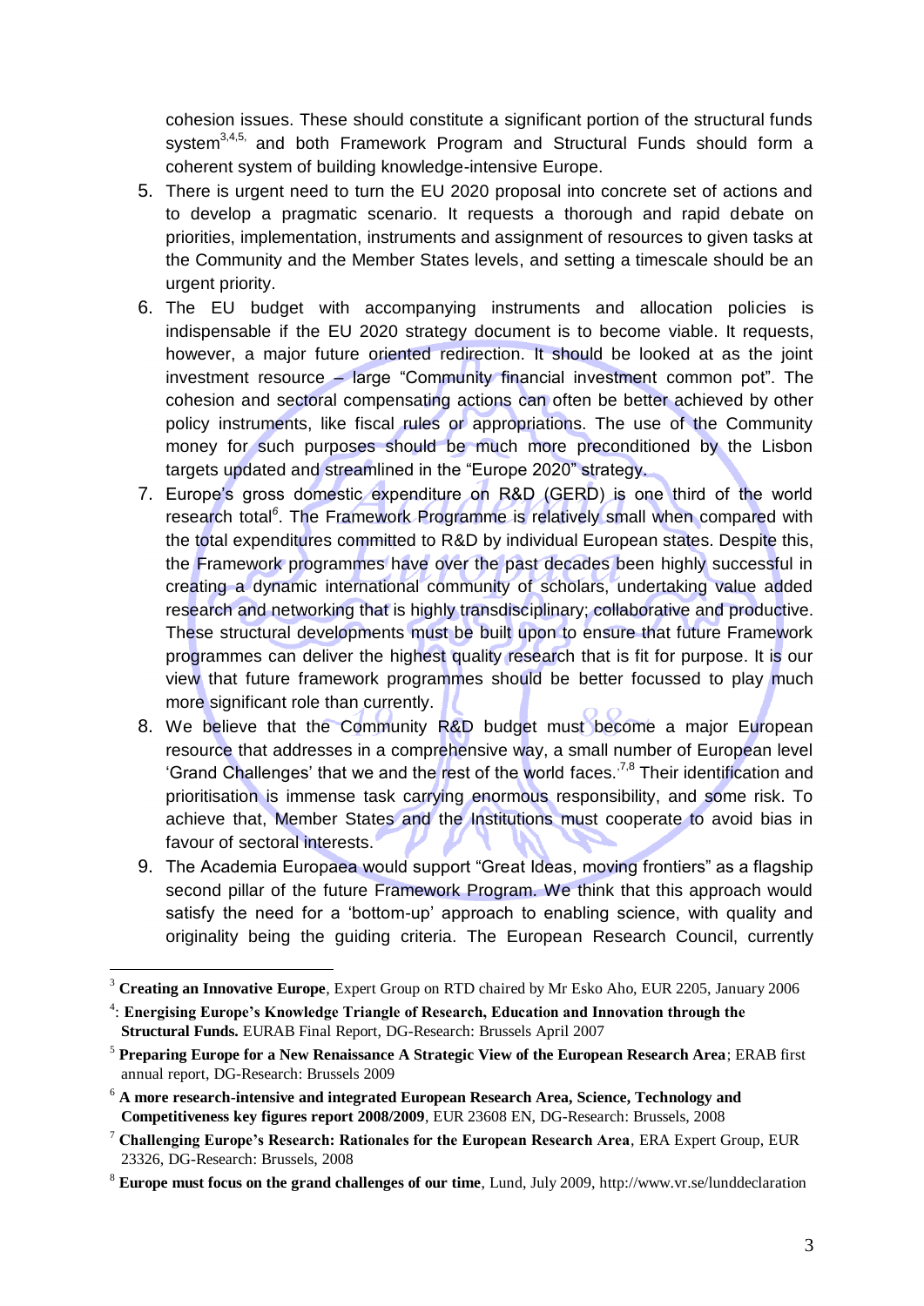cohesion issues. These should constitute a significant portion of the structural funds system[3,4,5,] and both Framework Program and Structural Funds should form a coherent system of building knowledge-intensive Europe.

5. There is urgent need to turn the EU 2020 proposal into concrete set of actions and to develop a pragmatic scenario. It requests a thorough and rapid debate on priorities, implementation, instruments and assignment of resources to given tasks at the Community and the Member States levels, and setting a timescale should be an urgent priority.
6. The EU budget with accompanying instruments and allocation policies is indispensable if the EU 2020 strategy document is to become viable. It requests, however, a major future oriented redirection. It should be looked at as the joint investment resource – large "Community financial investment common pot". The cohesion and sectoral compensating actions can often be better achieved by other policy instruments, like fiscal rules or appropriations. The use of the Community money for such purposes should be much more preconditioned by the Lisbon targets updated and streamlined in the "Europe 2020" strategy.
7. Europe's gross domestic expenditure on R&D (GERD) is one third of the world research total[6]. The Framework Programme is relatively small when compared with the total expenditures committed to R&D by individual European states. Despite this, the Framework programmes have over the past decades been highly successful in creating a dynamic international community of scholars, undertaking value added research and networking that is highly transdisciplinary; collaborative and productive. These structural developments must be built upon to ensure that future Framework programmes can deliver the highest quality research that is fit for purpose. It is our view that future framework programmes should be better focussed to play much more significant role than currently.
8. We believe that the Community R&D budget must become a major European resource that addresses in a comprehensive way, a small number of European level 'Grand Challenges' that we and the rest of the world faces.[7,8] Their identification and prioritisation is immense task carrying enormous responsibility, and some risk. To achieve that, Member States and the Institutions must cooperate to avoid bias in favour of sectoral interests.
9. The Academia Europaea would support "Great Ideas, moving frontiers" as a flagship second pillar of the future Framework Program. We think that this approach would satisfy the need for a 'bottom-up' approach to enabling science, with quality and originality being the guiding criteria. The European Research Council, currently

---

[3] **Creating an Innovative Europe**, Expert Group on RTD chaired by Mr Esko Aho, EUR 2205, January 2006

[4]: **Energising Europe's Knowledge Triangle of Research, Education and Innovation through the Structural Funds.** EURAB Final Report, DG-Research: Brussels April 2007

[5] **Preparing Europe for a New Renaissance A Strategic View of the European Research Area**; ERAB first annual report, DG-Research: Brussels 2009

[6] **A more research-intensive and integrated European Research Area, Science, Technology and Competitiveness key figures report 2008/2009**, EUR 23608 EN, DG-Research: Brussels, 2008

[7] **Challenging Europe's Research: Rationales for the European Research Area**, ERA Expert Group, EUR 23326, DG-Research: Brussels, 2008

[8] **Europe must focus on the grand challenges of our time**, Lund, July 2009, http://www.vr.se/lunddeclaration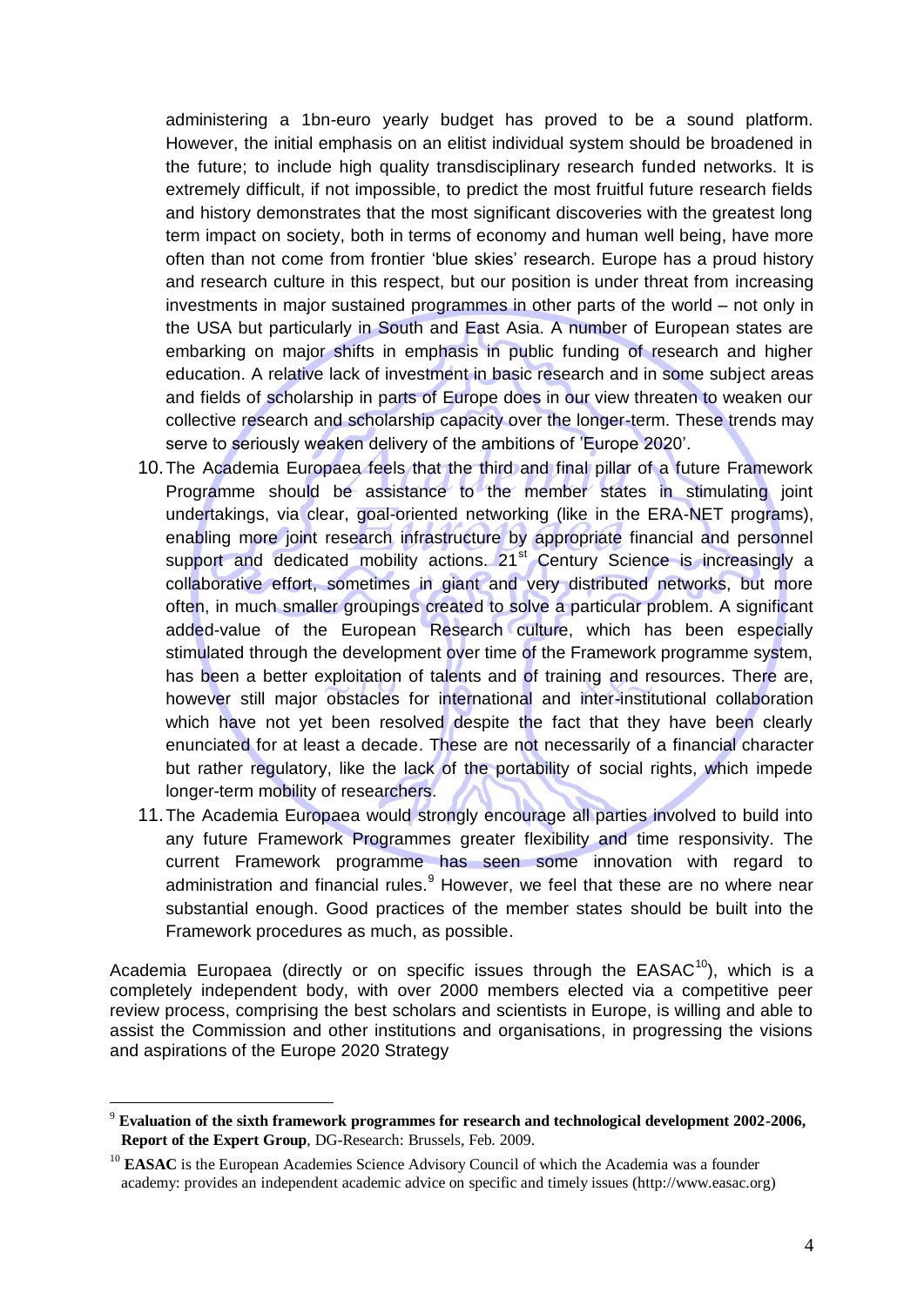administering a 1bn-euro yearly budget has proved to be a sound platform. However, the initial emphasis on an elitist individual system should be broadened in the future; to include high quality transdisciplinary research funded networks. It is extremely difficult, if not impossible, to predict the most fruitful future research fields and history demonstrates that the most significant discoveries with the greatest long term impact on society, both in terms of economy and human well being, have more often than not come from frontier 'blue skies' research. Europe has a proud history and research culture in this respect, but our position is under threat from increasing investments in major sustained programmes in other parts of the world – not only in the USA but particularly in South and East Asia. A number of European states are embarking on major shifts in emphasis in public funding of research and higher education. A relative lack of investment in basic research and in some subject areas and fields of scholarship in parts of Europe does in our view threaten to weaken our collective research and scholarship capacity over the longer-term. These trends may serve to seriously weaken delivery of the ambitions of 'Europe 2020'.

10. The Academia Europaea feels that the third and final pillar of a future Framework Programme should be assistance to the member states in stimulating joint undertakings, via clear, goal-oriented networking (like in the ERA-NET programs), enabling more joint research infrastructure by appropriate financial and personnel support and dedicated mobility actions. 21st Century Science is increasingly a collaborative effort, sometimes in giant and very distributed networks, but more often, in much smaller groupings created to solve a particular problem. A significant added-value of the European Research culture, which has been especially stimulated through the development over time of the Framework programme system, has been a better exploitation of talents and of training and resources. There are, however still major obstacles for international and inter-institutional collaboration which have not yet been resolved despite the fact that they have been clearly enunciated for at least a decade. These are not necessarily of a financial character but rather regulatory, like the lack of the portability of social rights, which impede longer-term mobility of researchers.

11. The Academia Europaea would strongly encourage all parties involved to build into any future Framework Programmes greater flexibility and time responsivity. The current Framework programme has seen some innovation with regard to administration and financial rules.[9] However, we feel that these are no where near substantial enough. Good practices of the member states should be built into the Framework procedures as much, as possible.

Academia Europaea (directly or on specific issues through the EASAC[10]), which is a completely independent body, with over 2000 members elected via a competitive peer review process, comprising the best scholars and scientists in Europe, is willing and able to assist the Commission and other institutions and organisations, in progressing the visions and aspirations of the Europe 2020 Strategy

---

[9] **Evaluation of the sixth framework programmes for research and technological development 2002-2006, Report of the Expert Group**, DG-Research: Brussels, Feb. 2009.

[10] **EASAC** is the European Academies Science Advisory Council of which the Academia was a founder academy: provides an independent academic advice on specific and timely issues (http://www.easac.org)